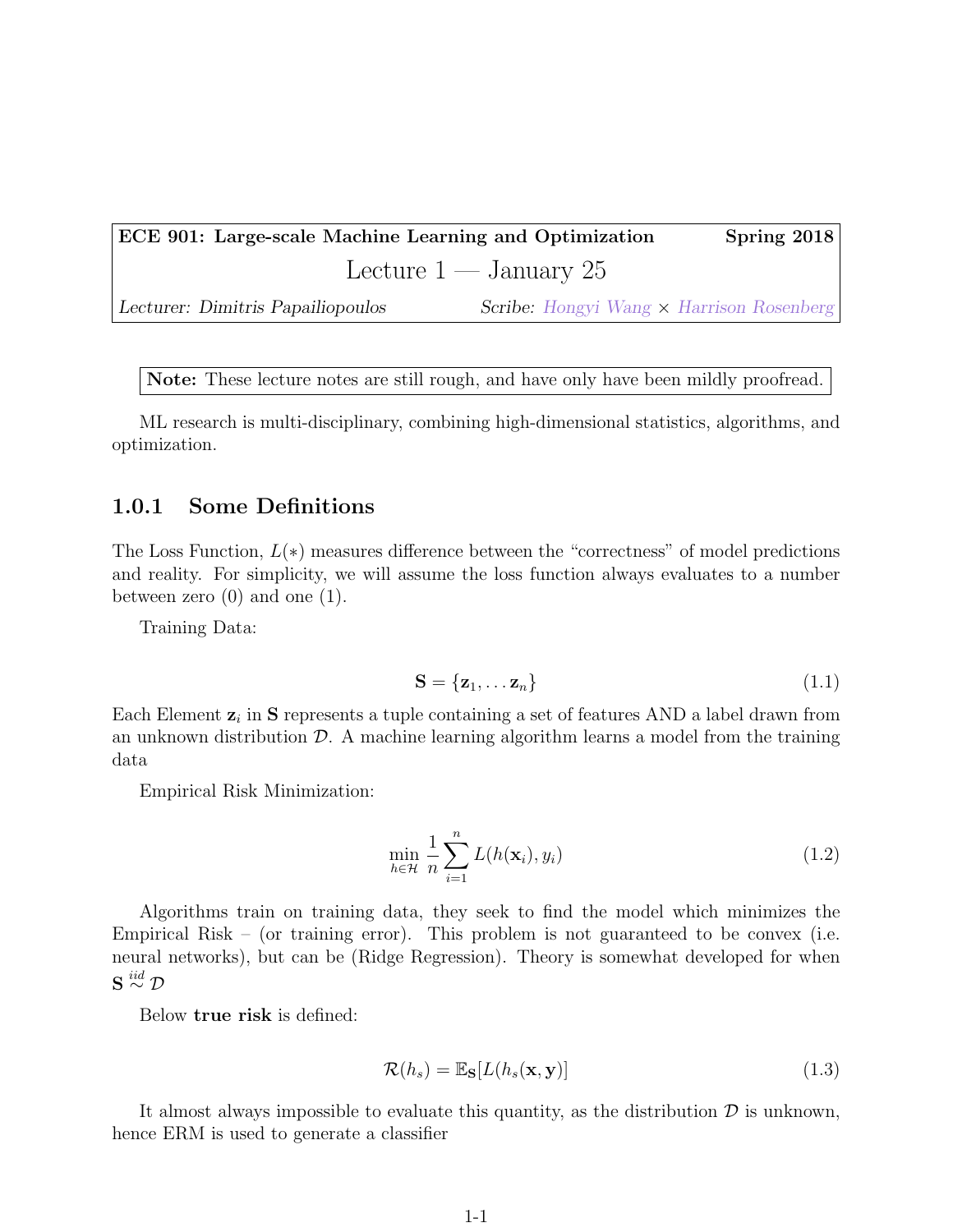**ECE 901: Large-scale Machine Learning and Optimization** — **Spring 2018**

# Lecture 1 — January 25

*Lecturer: Dimitris Papailiopoulos* — *Scribe: Hongyi Wang × Harrison Rosenberg*

**Note:** These lecture notes are still rough, and have only have been mildly proofread.

ML research is multi-disciplinary, combining high-dimensional statistics, algorithms, and optimization.

### 1.0.1 Some Definitions

The Loss Function, $L(*)$ measures difference between the "correctness" of model predictions and reality. For simplicity, we will assume the loss function always evaluates to a number between zero (0) and one (1).

Training Data:

$$\mathbf{S} = \{\mathbf{z}_1, \ldots \mathbf{z}_n\} \tag{1.1}$$

Each Element $\mathbf{z}_i$ in $\mathbf{S}$ represents a tuple containing a set of features AND a label drawn from an unknown distribution $\mathcal{D}$. A machine learning algorithm learns a model from the training data

Empirical Risk Minimization:

$$\min_{h \in \mathcal{H}} \frac{1}{n} \sum_{i=1}^{n} L(h(\mathbf{x}_i), y_i) \tag{1.2}$$

Algorithms train on training data, they seek to find the model which minimizes the Empirical Risk – (or training error). This problem is not guaranteed to be convex (i.e. neural networks), but can be (Ridge Regression). Theory is somewhat developed for when $\mathbf{S} \overset{iid}{\sim} \mathcal{D}$

Below **true risk** is defined:

$$\mathcal{R}(h_s) = \mathbb{E}_{\mathbf{S}}[L(h_s(\mathbf{x}, \mathbf{y})] \tag{1.3}$$

It almost always impossible to evaluate this quantity, as the distribution $\mathcal{D}$ is unknown, hence ERM is used to generate a classifier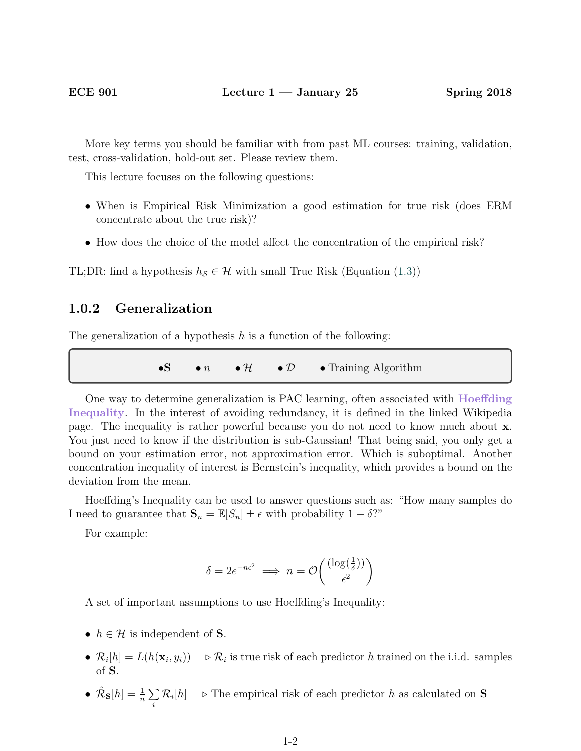More key terms you should be familiar with from past ML courses: training, validation, test, cross-validation, hold-out set. Please review them.

This lecture focuses on the following questions:

- When is Empirical Risk Minimization a good estimation for true risk (does ERM concentrate about the true risk)?
- How does the choice of the model affect the concentration of the empirical risk?

TL;DR: find a hypothesis $h_{\mathcal{S}} \in \mathcal{H}$ with small True Risk (Equation (1.3))

### 1.0.2 Generalization

The generalization of a hypothesis $h$ is a function of the following:

| •$\mathbf{S}$ | • $n$ | • $\mathcal{H}$ | • $\mathcal{D}$ | • Training Algorithm |
|---|---|---|---|---|

One way to determine generalization is PAC learning, often associated with **Hoeffding Inequality**. In the interest of avoiding redundancy, it is defined in the linked Wikipedia page. The inequality is rather powerful because you do not need to know much about $\mathbf{x}$. You just need to know if the distribution is sub-Gaussian! That being said, you only get a bound on your estimation error, not approximation error. Which is suboptimal. Another concentration inequality of interest is Bernstein's inequality, which provides a bound on the deviation from the mean.

Hoeffding's Inequality can be used to answer questions such as: "How many samples do I need to guarantee that $\mathbf{S}_n = \mathbb{E}[S_n] \pm \epsilon$ with probability $1 - \delta$?"

For example:

$$\delta = 2e^{-n\epsilon^2} \implies n = \mathcal{O}\left(\frac{(\log(\frac{1}{\delta}))}{\epsilon^2}\right)$$

A set of important assumptions to use Hoeffding's Inequality:

- $h \in \mathcal{H}$ is independent of $\mathbf{S}$.
- $\mathcal{R}_i[h] = L(h(\mathbf{x}_i, y_i))$ $\quad \triangleright$ $\mathcal{R}_i$ is true risk of each predictor $h$ trained on the i.i.d. samples of $\mathbf{S}$.
- $\hat{\mathcal{R}}_{\mathbf{S}}[h] = \frac{1}{n}\sum_i \mathcal{R}_i[h]$ $\quad \triangleright$ The empirical risk of each predictor $h$ as calculated on $\mathbf{S}$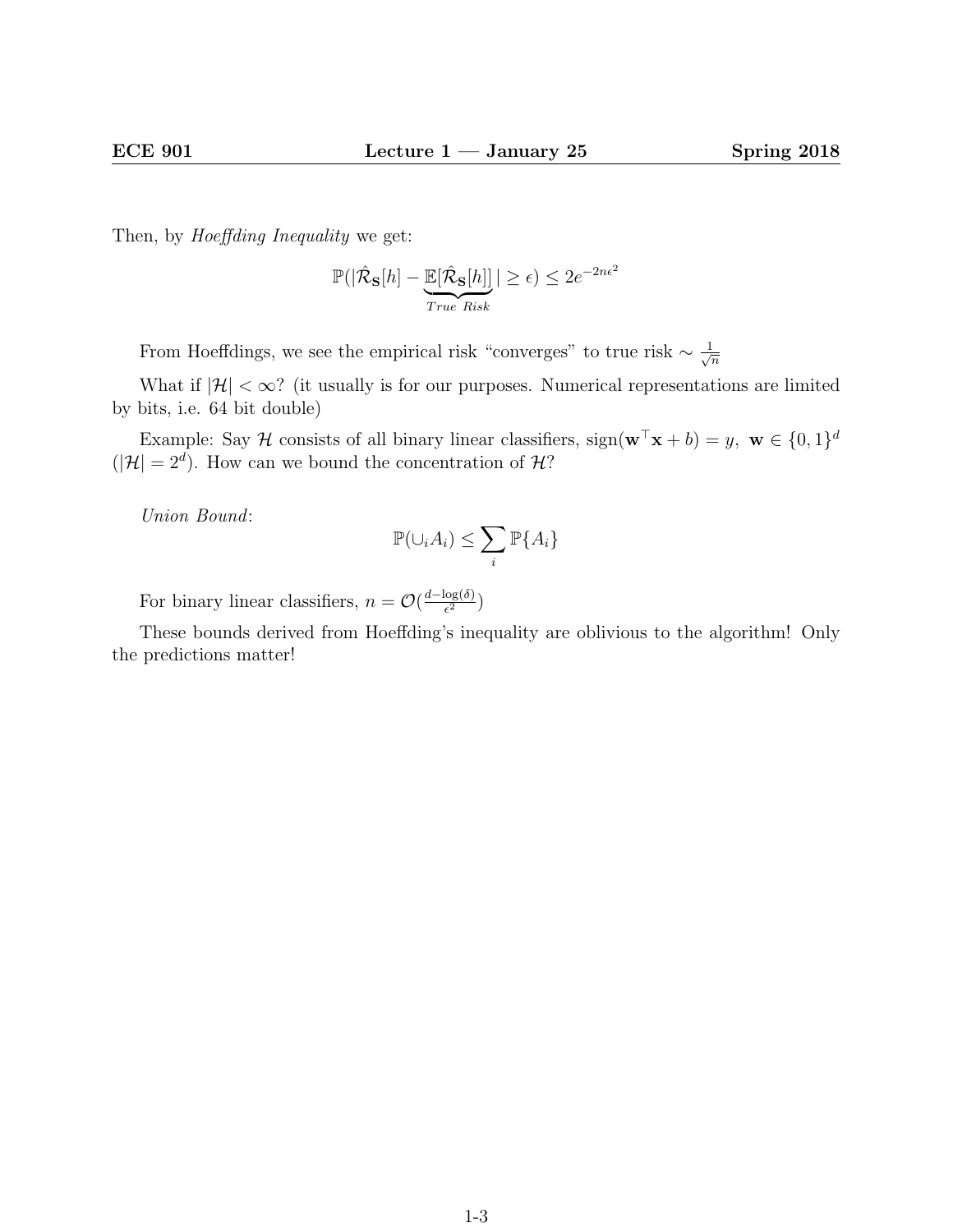Then, by *Hoeffding Inequality* we get:

$$\mathbb{P}(|\hat{\mathcal{R}}_{\mathbf{S}}[h] - \underbrace{\mathbb{E}[\hat{\mathcal{R}}_{\mathbf{S}}[h]]}_{True\ Risk}| \geq \epsilon) \leq 2e^{-2n\epsilon^2}$$

From Hoeffdings, we see the empirical risk "converges" to true risk $\sim \frac{1}{\sqrt{n}}$

What if $|\mathcal{H}| < \infty$? (it usually is for our purposes. Numerical representations are limited by bits, i.e. 64 bit double)

Example: Say $\mathcal{H}$ consists of all binary linear classifiers, $\text{sign}(\mathbf{w}^\top \mathbf{x} + b) = y$, $\mathbf{w} \in \{0,1\}^d$ ($|\mathcal{H}| = 2^d$). How can we bound the concentration of $\mathcal{H}$?

*Union Bound*:

$$\mathbb{P}(\cup_i A_i) \leq \sum_i \mathbb{P}\{A_i\}$$

For binary linear classifiers, $n = \mathcal{O}(\frac{d - \log(\delta)}{\epsilon^2})$

These bounds derived from Hoeffding's inequality are oblivious to the algorithm! Only the predictions matter!